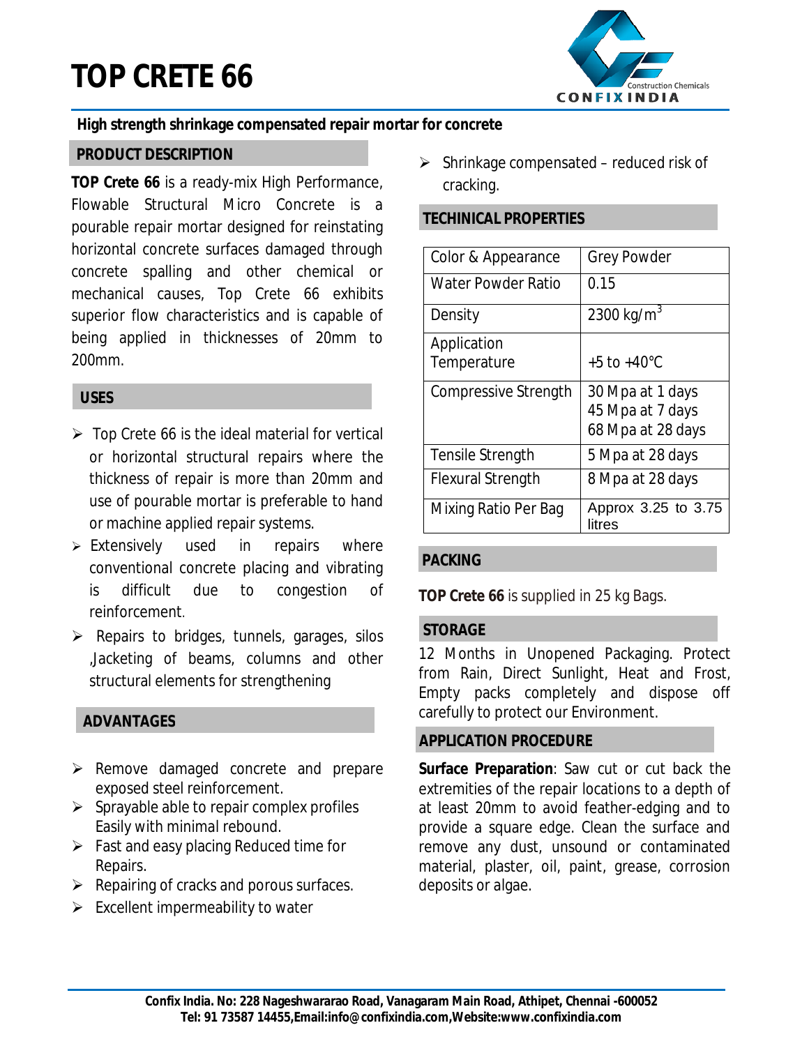# TOP CRETE 66

**High strength shrinkage compensated repair mortar for concrete**

## PRODUCT DESCRIPTION

**TOP Crete 66** is a ready-mix High Performance, Flowable Structural Micro Concrete is a pourable repair mortar designed for reinstating horizontal concrete surfaces damaged through concrete spalling and other chemical or mechanical causes, Top Crete 66 exhibits superior flow characteristics and is capable of being applied in thicknesses of 20mm to 200mm.

## USES

- Top Crete 66 is the ideal material for vertical or horizontal structural repairs where the thickness of repair is more than 20mm and use of pourable mortar is preferable to hand or machine applied repair systems.
- Extensively used in repairs where conventional concrete placing and vibrating is difficult due to congestion of reinforcement.
- Repairs to bridges, tunnels, garages, silos ,Jacketing of beams, columns and other structural elements for strengthening

## ADVANTAGES

- Remove damaged concrete and prepare exposed steel reinforcement.
- Sprayable able to repair complex profiles Easily with minimal rebound.
- Fast and easy placing Reduced time for Repairs.
- Repairing of cracks and porous surfaces.
- Excellent impermeability to water
- Shrinkage compensated – reduced risk of cracking.

## TECHINICAL PROPERTIES

| Property | Value |
|---|---|
| Color & Appearance | Grey Powder |
| Water Powder Ratio | 0.15 |
| Density | 2300 kg/$m^3$ |
| Application Temperature | +5 to +40°C |
| Compressive Strength | 30 Mpa at 1 days<br>45 Mpa at 7 days<br>68 Mpa at 28 days |
| Tensile Strength | 5 Mpa at 28 days |
| Flexural Strength | 8 Mpa at 28 days |
| Mixing Ratio Per Bag | Approx 3.25 to 3.75 litres |

## PACKING

**TOP Crete 66** is supplied in 25 kg Bags.

## STORAGE

12 Months in Unopened Packaging. Protect from Rain, Direct Sunlight, Heat and Frost, Empty packs completely and dispose off carefully to protect our Environment.

## APPLICATION PROCEDURE

**Surface Preparation**: Saw cut or cut back the extremities of the repair locations to a depth of at least 20mm to avoid feather-edging and to provide a square edge. Clean the surface and remove any dust, unsound or contaminated material, plaster, oil, paint, grease, corrosion deposits or algae.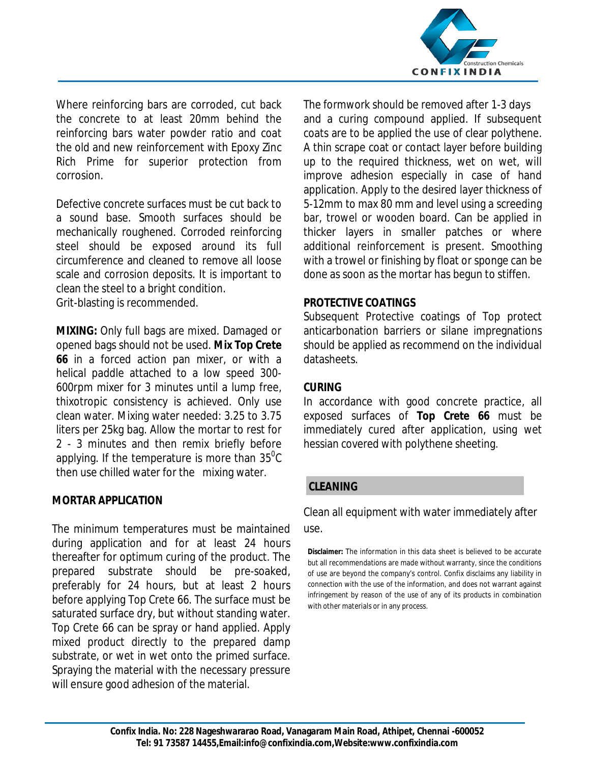Where reinforcing bars are corroded, cut back the concrete to at least 20mm behind the reinforcing bars water powder ratio and coat the old and new reinforcement with Epoxy Zinc Rich Prime for superior protection from corrosion.

Defective concrete surfaces must be cut back to a sound base. Smooth surfaces should be mechanically roughened. Corroded reinforcing steel should be exposed around its full circumference and cleaned to remove all loose scale and corrosion deposits. It is important to clean the steel to a bright condition.
Grit-blasting is recommended.

**MIXING:** Only full bags are mixed. Damaged or opened bags should not be used. **Mix Top Crete 66** in a forced action pan mixer, or with a helical paddle attached to a low speed 300-600rpm mixer for 3 minutes until a lump free, thixotropic consistency is achieved. Only use clean water. Mixing water needed: 3.25 to 3.75 liters per 25kg bag. Allow the mortar to rest for 2 - 3 minutes and then remix briefly before applying. If the temperature is more than 35$^0$C then use chilled water for the mixing water.

**MORTAR APPLICATION**

The minimum temperatures must be maintained during application and for at least 24 hours thereafter for optimum curing of the product. The prepared substrate should be pre-soaked, preferably for 24 hours, but at least 2 hours before applying Top Crete 66. The surface must be saturated surface dry, but without standing water. Top Crete 66 can be spray or hand applied. Apply mixed product directly to the prepared damp substrate, or wet in wet onto the primed surface. Spraying the material with the necessary pressure will ensure good adhesion of the material.

The formwork should be removed after 1-3 days and a curing compound applied. If subsequent coats are to be applied the use of clear polythene. A thin scrape coat or contact layer before building up to the required thickness, wet on wet, will improve adhesion especially in case of hand application. Apply to the desired layer thickness of 5-12mm to max 80 mm and level using a screeding bar, trowel or wooden board. Can be applied in thicker layers in smaller patches or where additional reinforcement is present. Smoothing with a trowel or finishing by float or sponge can be done as soon as the mortar has begun to stiffen.

**PROTECTIVE COATINGS**

Subsequent Protective coatings of Top protect anticarbonation barriers or silane impregnations should be applied as recommend on the individual datasheets.

**CURING**

In accordance with good concrete practice, all exposed surfaces of **Top Crete 66** must be immediately cured after application, using wet hessian covered with polythene sheeting.

**CLEANING**

Clean all equipment with water immediately after use.

**Disclaimer:** The information in this data sheet is believed to be accurate but all recommendations are made without warranty, since the conditions of use are beyond the company's control. Confix disclaims any liability in connection with the use of the information, and does not warrant against infringement by reason of the use of any of its products in combination with other materials or in any process.